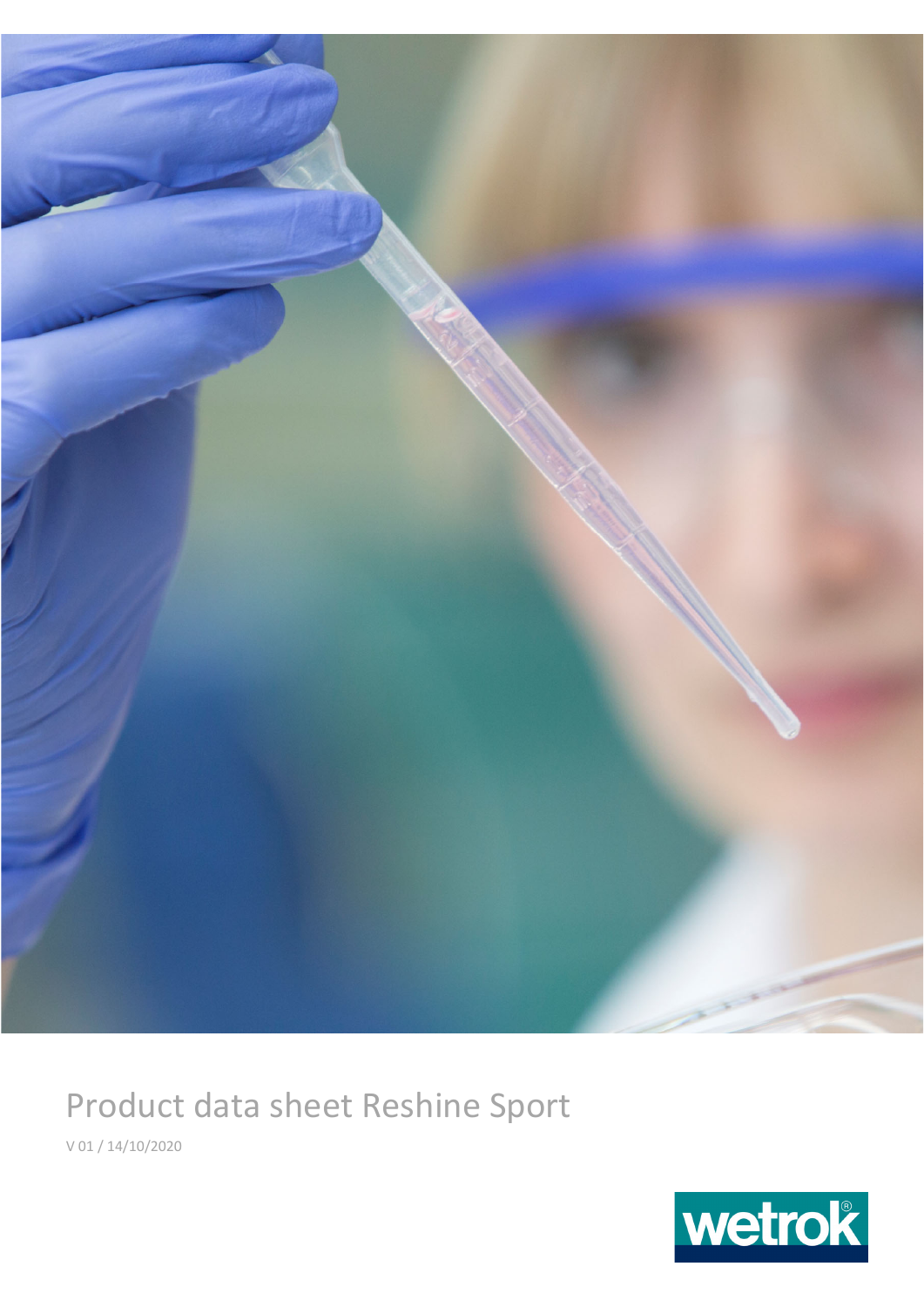# Product data sheet Reshine Sport

V 01 / 14/10/2020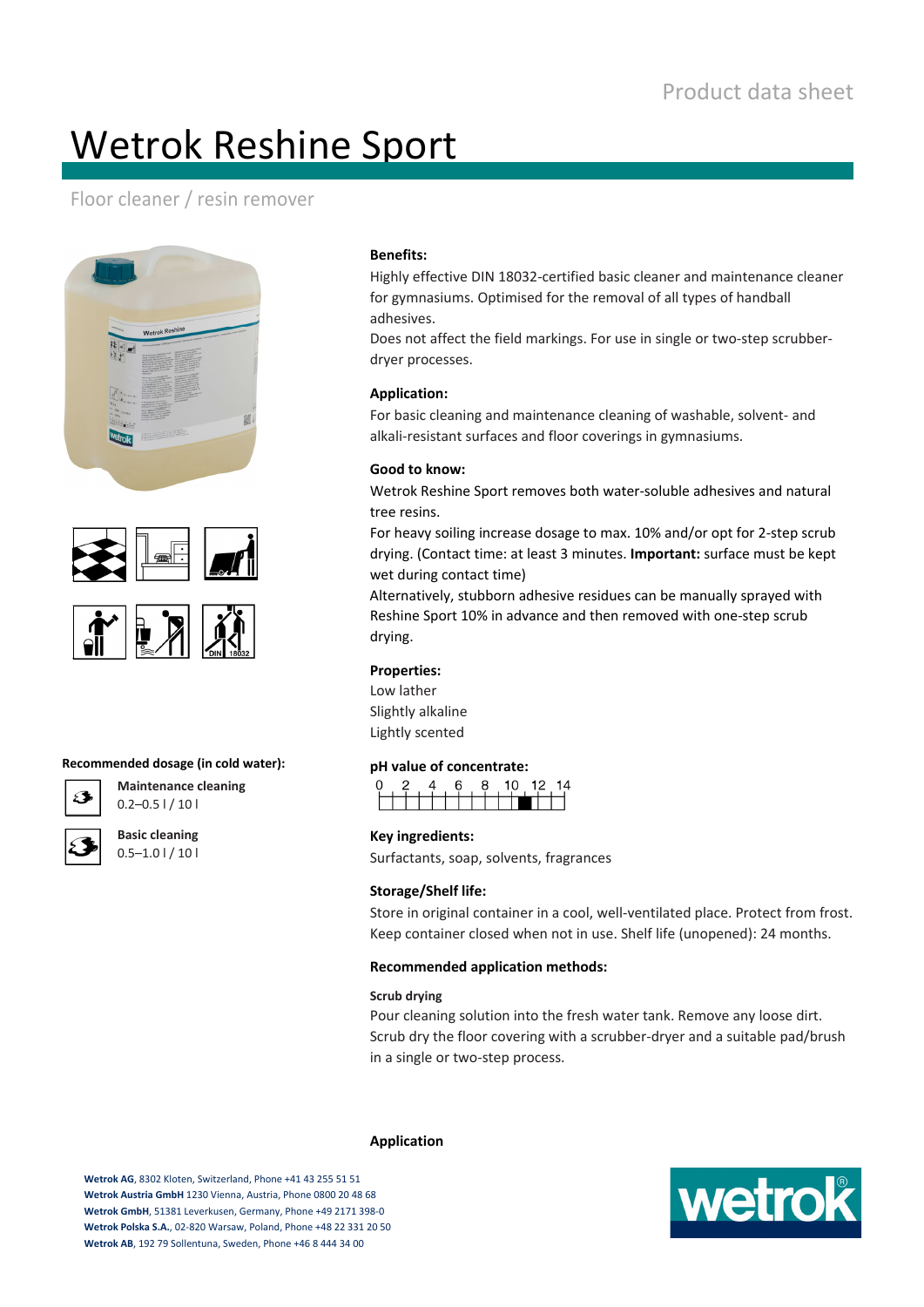Product data sheet

# Wetrok Reshine Sport

## Floor cleaner / resin remover

**Recommended dosage (in cold water):**

**Maintenance cleaning**
0.2–0.5 l / 10 l

**Basic cleaning**
0.5–1.0 l / 10 l

**Benefits:**

Highly effective DIN 18032-certified basic cleaner and maintenance cleaner for gymnasiums. Optimised for the removal of all types of handball adhesives.
Does not affect the field markings. For use in single or two-step scrubber-dryer processes.

**Application:**

For basic cleaning and maintenance cleaning of washable, solvent- and alkali-resistant surfaces and floor coverings in gymnasiums.

**Good to know:**

Wetrok Reshine Sport removes both water-soluble adhesives and natural tree resins.
For heavy soiling increase dosage to max. 10% and/or opt for 2-step scrub drying. (Contact time: at least 3 minutes. **Important:** surface must be kept wet during contact time)
Alternatively, stubborn adhesive residues can be manually sprayed with Reshine Sport 10% in advance and then removed with one-step scrub drying.

**Properties:**

Low lather
Slightly alkaline
Lightly scented

**pH value of concentrate:**

0 2 4 6 8 10 12 14

**Key ingredients:**

Surfactants, soap, solvents, fragrances

**Storage/Shelf life:**

Store in original container in a cool, well-ventilated place. Protect from frost. Keep container closed when not in use. Shelf life (unopened): 24 months.

**Recommended application methods:**

**Scrub drying**

Pour cleaning solution into the fresh water tank. Remove any loose dirt. Scrub dry the floor covering with a scrubber-dryer and a suitable pad/brush in a single or two-step process.

**Application**

**Wetrok AG**, 8302 Kloten, Switzerland, Phone +41 43 255 51 51
**Wetrok Austria GmbH** 1230 Vienna, Austria, Phone 0800 20 48 68
**Wetrok GmbH**, 51381 Leverkusen, Germany, Phone +49 2171 398-0
**Wetrok Polska S.A.**, 02-820 Warsaw, Poland, Phone +48 22 331 20 50
**Wetrok AB**, 192 79 Sollentuna, Sweden, Phone +46 8 444 34 00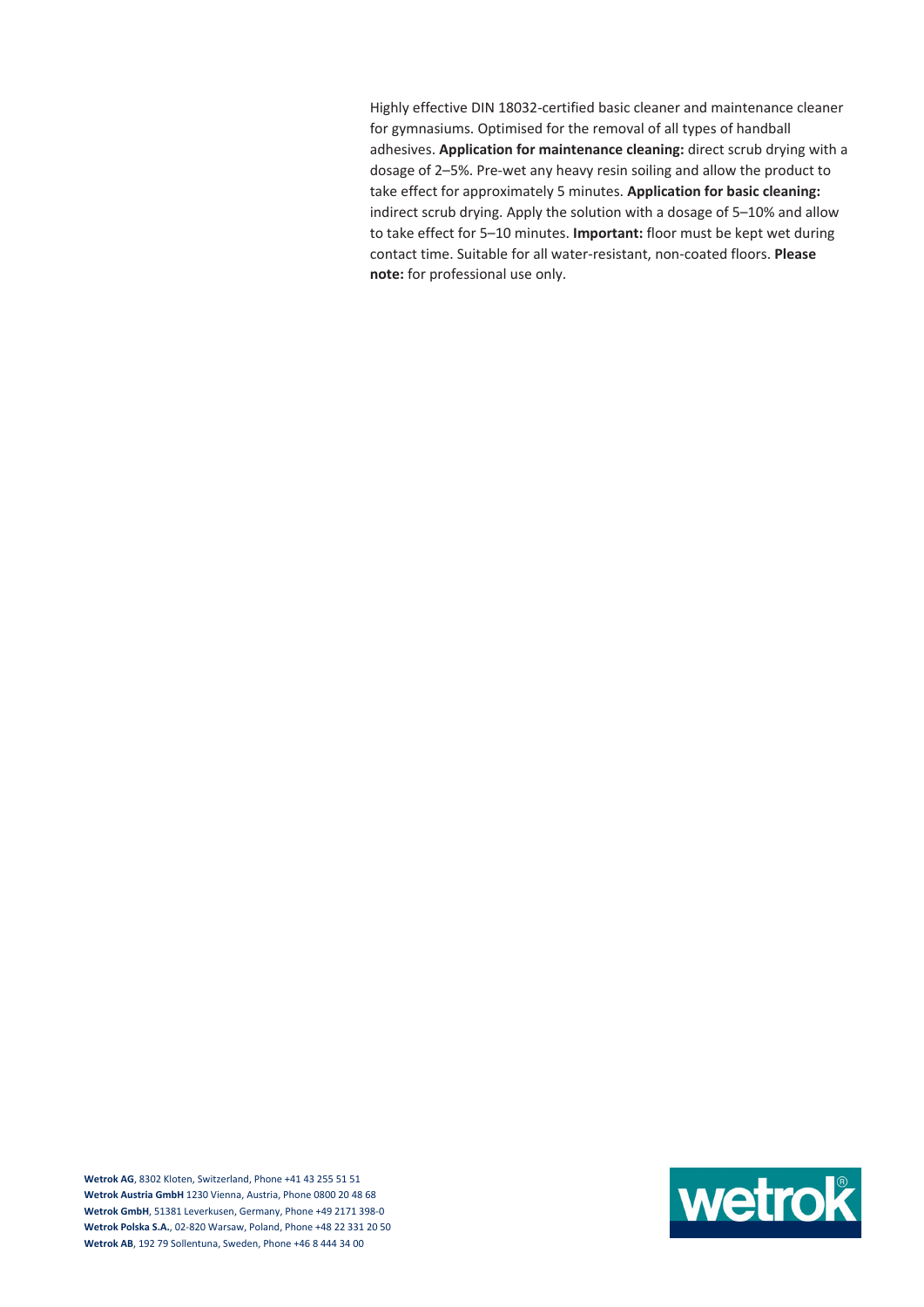Highly effective DIN 18032-certified basic cleaner and maintenance cleaner for gymnasiums. Optimised for the removal of all types of handball adhesives. **Application for maintenance cleaning:** direct scrub drying with a dosage of 2–5%. Pre-wet any heavy resin soiling and allow the product to take effect for approximately 5 minutes. **Application for basic cleaning:** indirect scrub drying. Apply the solution with a dosage of 5–10% and allow to take effect for 5–10 minutes. **Important:** floor must be kept wet during contact time. Suitable for all water-resistant, non-coated floors. **Please note:** for professional use only.

**Wetrok AG**, 8302 Kloten, Switzerland, Phone +41 43 255 51 51
**Wetrok Austria GmbH** 1230 Vienna, Austria, Phone 0800 20 48 68
**Wetrok GmbH**, 51381 Leverkusen, Germany, Phone +49 2171 398-0
**Wetrok Polska S.A.**, 02-820 Warsaw, Poland, Phone +48 22 331 20 50
**Wetrok AB**, 192 79 Sollentuna, Sweden, Phone +46 8 444 34 00